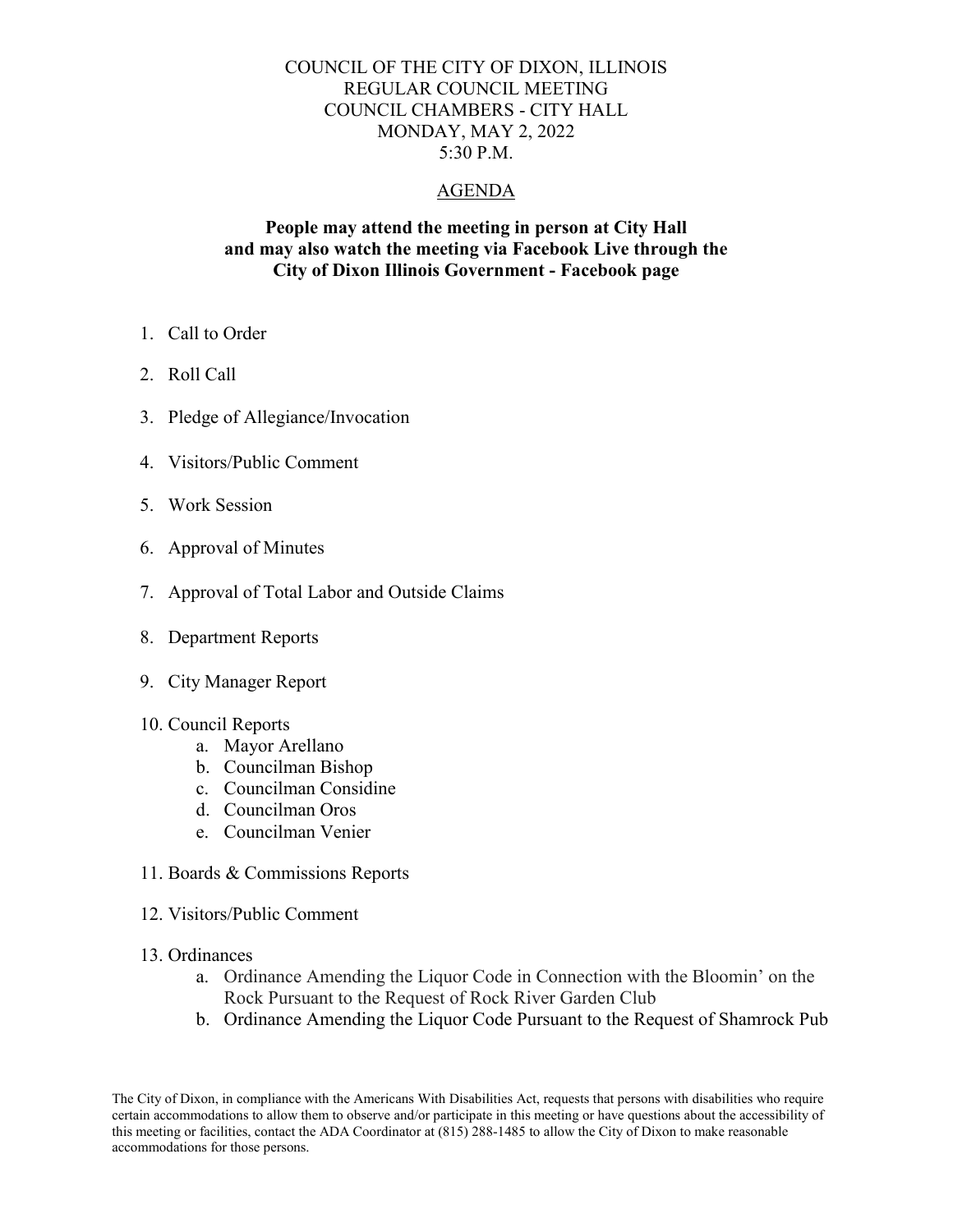# COUNCIL OF THE CITY OF DIXON, ILLINOIS
## REGULAR COUNCIL MEETING
## COUNCIL CHAMBERS - CITY HALL
## MONDAY, MAY 2, 2022
## 5:30 P.M.

## AGENDA

**People may attend the meeting in person at City Hall and may also watch the meeting via Facebook Live through the City of Dixon Illinois Government - Facebook page**

1. Call to Order
2. Roll Call
3. Pledge of Allegiance/Invocation
4. Visitors/Public Comment
5. Work Session
6. Approval of Minutes
7. Approval of Total Labor and Outside Claims
8. Department Reports
9. City Manager Report
10. Council Reports
    a. Mayor Arellano
    b. Councilman Bishop
    c. Councilman Considine
    d. Councilman Oros
    e. Councilman Venier
11. Boards & Commissions Reports
12. Visitors/Public Comment
13. Ordinances
    a. Ordinance Amending the Liquor Code in Connection with the Bloomin' on the Rock Pursuant to the Request of Rock River Garden Club
    b. Ordinance Amending the Liquor Code Pursuant to the Request of Shamrock Pub

The City of Dixon, in compliance with the Americans With Disabilities Act, requests that persons with disabilities who require certain accommodations to allow them to observe and/or participate in this meeting or have questions about the accessibility of this meeting or facilities, contact the ADA Coordinator at (815) 288-1485 to allow the City of Dixon to make reasonable accommodations for those persons.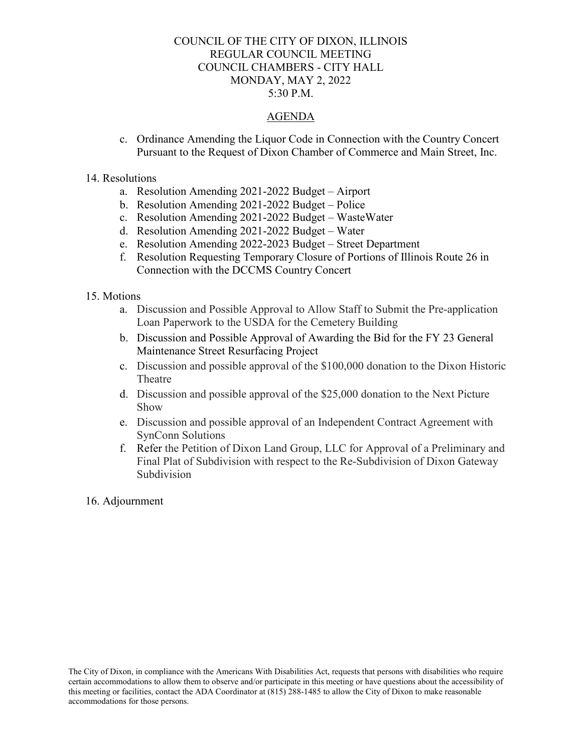COUNCIL OF THE CITY OF DIXON, ILLINOIS
REGULAR COUNCIL MEETING
COUNCIL CHAMBERS - CITY HALL
MONDAY, MAY 2, 2022
5:30 P.M.

AGENDA

c. Ordinance Amending the Liquor Code in Connection with the Country Concert Pursuant to the Request of Dixon Chamber of Commerce and Main Street, Inc.

14. Resolutions
    a. Resolution Amending 2021-2022 Budget – Airport
    b. Resolution Amending 2021-2022 Budget – Police
    c. Resolution Amending 2021-2022 Budget – WasteWater
    d. Resolution Amending 2021-2022 Budget – Water
    e. Resolution Amending 2022-2023 Budget – Street Department
    f. Resolution Requesting Temporary Closure of Portions of Illinois Route 26 in Connection with the DCCMS Country Concert

15. Motions
    a. Discussion and Possible Approval to Allow Staff to Submit the Pre-application Loan Paperwork to the USDA for the Cemetery Building
    b. Discussion and Possible Approval of Awarding the Bid for the FY 23 General Maintenance Street Resurfacing Project
    c. Discussion and possible approval of the $100,000 donation to the Dixon Historic Theatre
    d. Discussion and possible approval of the $25,000 donation to the Next Picture Show
    e. Discussion and possible approval of an Independent Contract Agreement with SynConn Solutions
    f. Refer the Petition of Dixon Land Group, LLC for Approval of a Preliminary and Final Plat of Subdivision with respect to the Re-Subdivision of Dixon Gateway Subdivision

16. Adjournment

The City of Dixon, in compliance with the Americans With Disabilities Act, requests that persons with disabilities who require certain accommodations to allow them to observe and/or participate in this meeting or have questions about the accessibility of this meeting or facilities, contact the ADA Coordinator at (815) 288-1485 to allow the City of Dixon to make reasonable accommodations for those persons.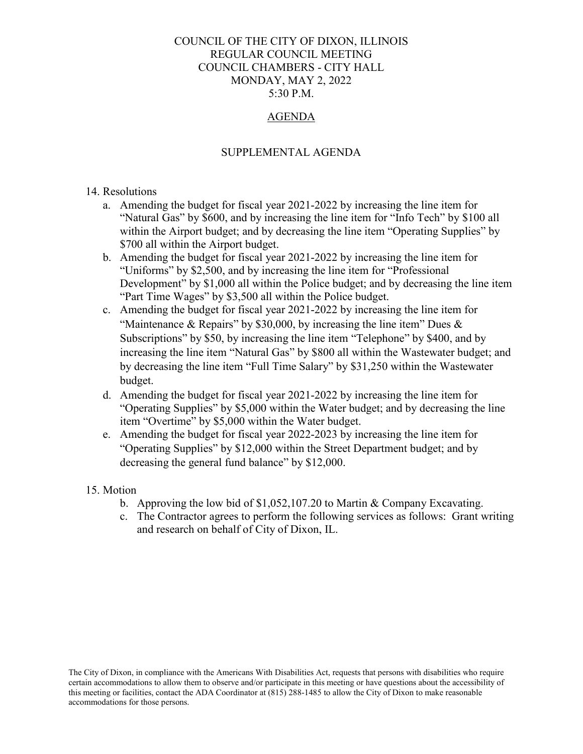# COUNCIL OF THE CITY OF DIXON, ILLINOIS
## REGULAR COUNCIL MEETING
## COUNCIL CHAMBERS - CITY HALL
## MONDAY, MAY 2, 2022
## 5:30 P.M.

## AGENDA

## SUPPLEMENTAL AGENDA

14. Resolutions
    a. Amending the budget for fiscal year 2021-2022 by increasing the line item for "Natural Gas" by $600, and by increasing the line item for "Info Tech" by $100 all within the Airport budget; and by decreasing the line item "Operating Supplies" by $700 all within the Airport budget.
    b. Amending the budget for fiscal year 2021-2022 by increasing the line item for "Uniforms" by $2,500, and by increasing the line item for "Professional Development" by $1,000 all within the Police budget; and by decreasing the line item "Part Time Wages" by $3,500 all within the Police budget.
    c. Amending the budget for fiscal year 2021-2022 by increasing the line item for "Maintenance & Repairs" by $30,000, by increasing the line item" Dues & Subscriptions" by $50, by increasing the line item "Telephone" by $400, and by increasing the line item "Natural Gas" by $800 all within the Wastewater budget; and by decreasing the line item "Full Time Salary" by $31,250 within the Wastewater budget.
    d. Amending the budget for fiscal year 2021-2022 by increasing the line item for "Operating Supplies" by $5,000 within the Water budget; and by decreasing the line item "Overtime" by $5,000 within the Water budget.
    e. Amending the budget for fiscal year 2022-2023 by increasing the line item for "Operating Supplies" by $12,000 within the Street Department budget; and by decreasing the general fund balance" by $12,000.

15. Motion
    b. Approving the low bid of $1,052,107.20 to Martin & Company Excavating.
    c. The Contractor agrees to perform the following services as follows: Grant writing and research on behalf of City of Dixon, IL.

The City of Dixon, in compliance with the Americans With Disabilities Act, requests that persons with disabilities who require certain accommodations to allow them to observe and/or participate in this meeting or have questions about the accessibility of this meeting or facilities, contact the ADA Coordinator at (815) 288-1485 to allow the City of Dixon to make reasonable accommodations for those persons.